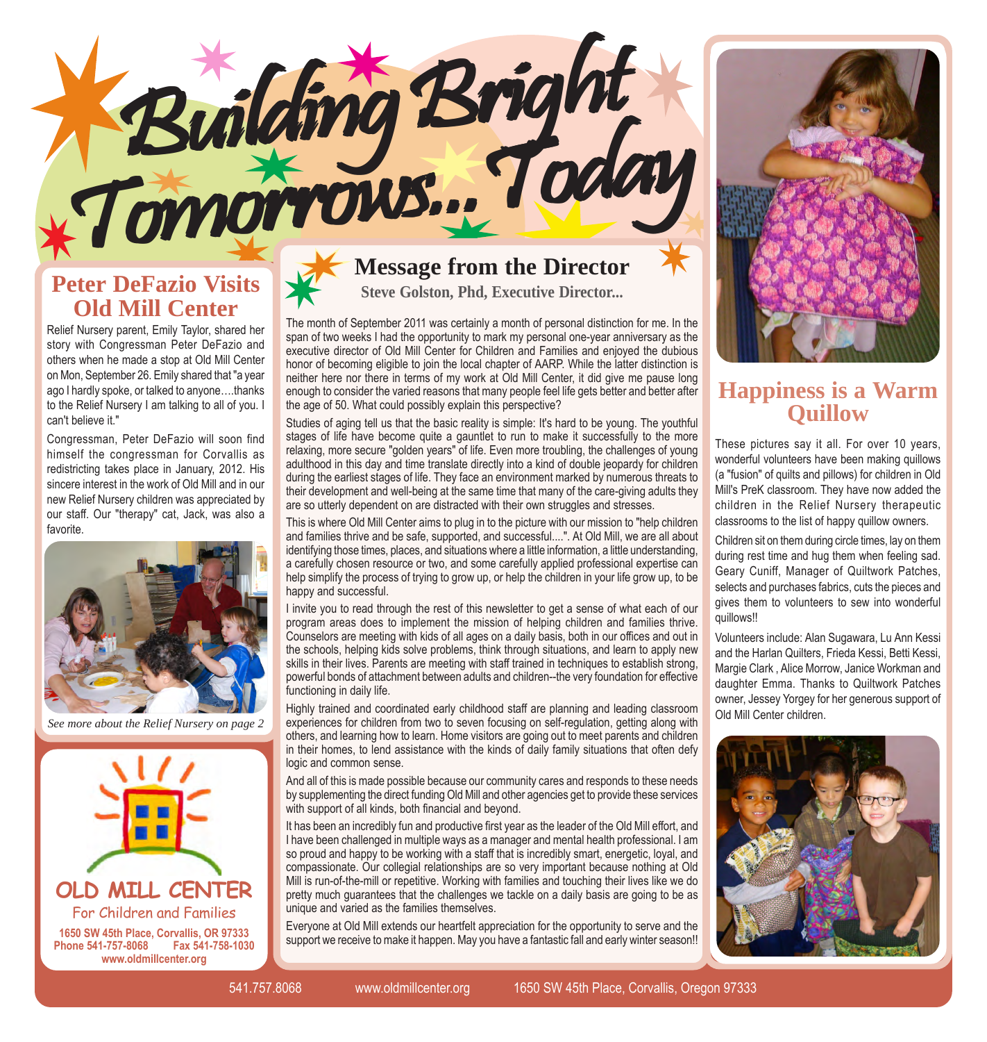# Building Bright Tomorrows... Today

## Peter DeFazio Visits Old Mill Center

Relief Nursery parent, Emily Taylor, shared her story with Congressman Peter DeFazio and others when he made a stop at Old Mill Center on Mon, September 26. Emily shared that "a year ago I hardly spoke, or talked to anyone….thanks to the Relief Nursery I am talking to all of you. I can't believe it."

Congressman, Peter DeFazio will soon find himself the congressman for Corvallis as redistricting takes place in January, 2012. His sincere interest in the work of Old Mill and in our new Relief Nursery children was appreciated by our staff. Our "therapy" cat, Jack, was also a favorite.

*See more about the Relief Nursery on page 2*

**OLD MILL CENTER**
For Children and Families
**1650 SW 45th Place, Corvallis, OR 97333**
**Phone 541-757-8068 Fax 541-758-1030**
**www.oldmillcenter.org**

## Message from the Director

**Steve Golston, Phd, Executive Director...**

The month of September 2011 was certainly a month of personal distinction for me. In the span of two weeks I had the opportunity to mark my personal one-year anniversary as the executive director of Old Mill Center for Children and Families and enjoyed the dubious honor of becoming eligible to join the local chapter of AARP. While the latter distinction is neither here nor there in terms of my work at Old Mill Center, it did give me pause long enough to consider the varied reasons that many people feel life gets better and better after the age of 50. What could possibly explain this perspective?

Studies of aging tell us that the basic reality is simple: It's hard to be young. The youthful stages of life have become quite a gauntlet to run to make it successfully to the more relaxing, more secure "golden years" of life. Even more troubling, the challenges of young adulthood in this day and time translate directly into a kind of double jeopardy for children during the earliest stages of life. They face an environment marked by numerous threats to their development and well-being at the same time that many of the care-giving adults they are so utterly dependent on are distracted with their own struggles and stresses.

This is where Old Mill Center aims to plug in to the picture with our mission to "help children and families thrive and be safe, supported, and successful....". At Old Mill, we are all about identifying those times, places, and situations where a little information, a little understanding, a carefully chosen resource or two, and some carefully applied professional expertise can help simplify the process of trying to grow up, or help the children in your life grow up, to be happy and successful.

I invite you to read through the rest of this newsletter to get a sense of what each of our program areas does to implement the mission of helping children and families thrive. Counselors are meeting with kids of all ages on a daily basis, both in our offices and out in the schools, helping kids solve problems, think through situations, and learn to apply new skills in their lives. Parents are meeting with staff trained in techniques to establish strong, powerful bonds of attachment between adults and children--the very foundation for effective functioning in daily life.

Highly trained and coordinated early childhood staff are planning and leading classroom experiences for children from two to seven focusing on self-regulation, getting along with others, and learning how to learn. Home visitors are going out to meet parents and children in their homes, to lend assistance with the kinds of daily family situations that often defy logic and common sense.

And all of this is made possible because our community cares and responds to these needs by supplementing the direct funding Old Mill and other agencies get to provide these services with support of all kinds, both financial and beyond.

It has been an incredibly fun and productive first year as the leader of the Old Mill effort, and I have been challenged in multiple ways as a manager and mental health professional. I am so proud and happy to be working with a staff that is incredibly smart, energetic, loyal, and compassionate. Our collegial relationships are so very important because nothing at Old Mill is run-of-the-mill or repetitive. Working with families and touching their lives like we do pretty much guarantees that the challenges we tackle on a daily basis are going to be as unique and varied as the families themselves.

Everyone at Old Mill extends our heartfelt appreciation for the opportunity to serve and the support we receive to make it happen. May you have a fantastic fall and early winter season!!

## Happiness is a Warm Quillow

These pictures say it all. For over 10 years, wonderful volunteers have been making quillows (a "fusion" of quilts and pillows) for children in Old Mill's PreK classroom. They have now added the children in the Relief Nursery therapeutic classrooms to the list of happy quillow owners.

Children sit on them during circle times, lay on them during rest time and hug them when feeling sad. Geary Cuniff, Manager of Quiltwork Patches, selects and purchases fabrics, cuts the pieces and gives them to volunteers to sew into wonderful quillows!!

Volunteers include: Alan Sugawara, Lu Ann Kessi and the Harlan Quilters, Frieda Kessi, Betti Kessi, Margie Clark , Alice Morrow, Janice Workman and daughter Emma. Thanks to Quiltwork Patches owner, Jessey Yorgey for her generous support of Old Mill Center children.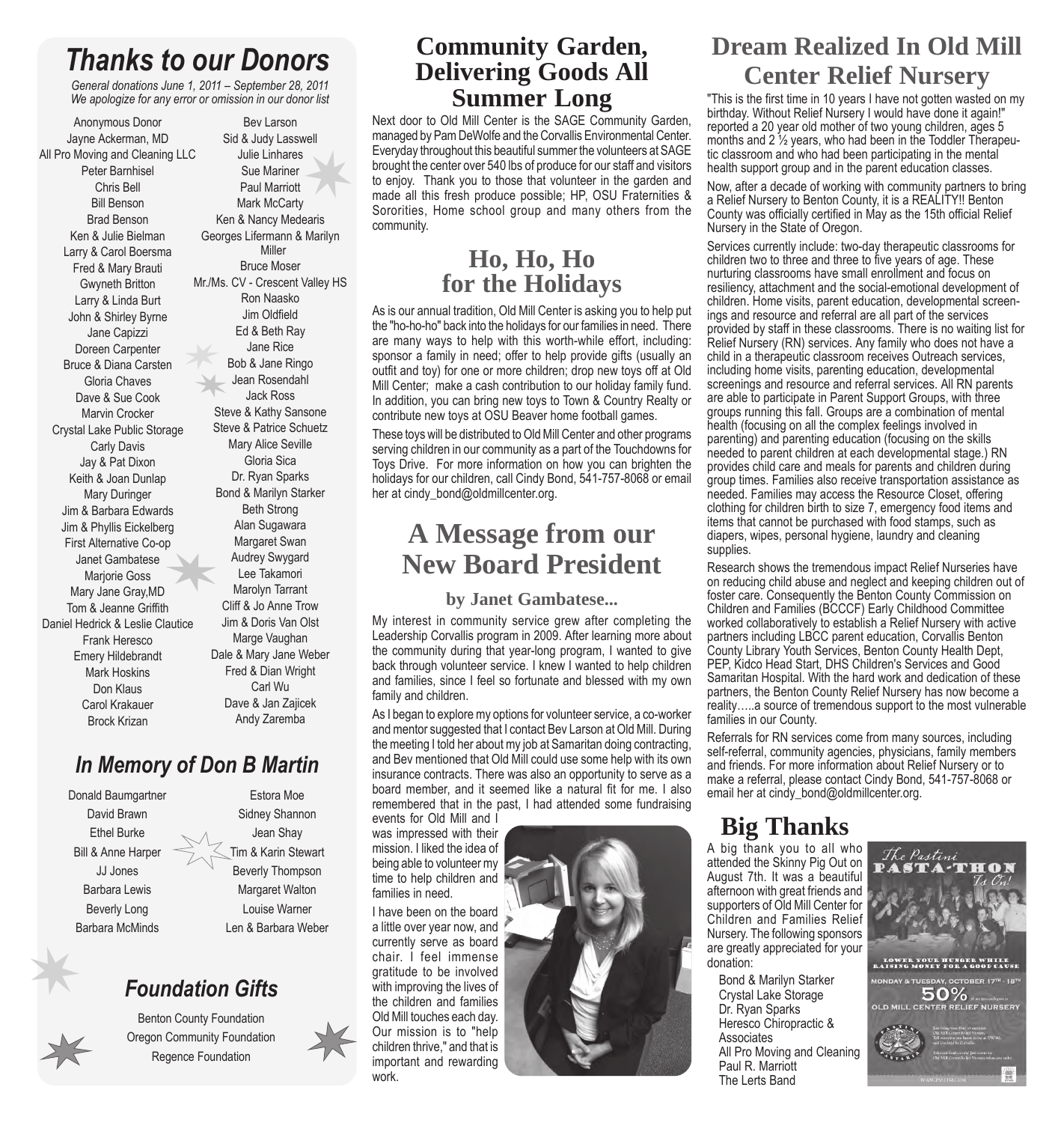## *Thanks to our Donors*

*General donations June 1, 2011 – September 28, 2011*
*We apologize for any error or omission in our donor list*

Anonymous Donor
Jayne Ackerman, MD
All Pro Moving and Cleaning LLC
Peter Barnhisel
Chris Bell
Bill Benson
Brad Benson
Ken & Julie Bielman
Larry & Carol Boersma
Fred & Mary Brauti
Gwyneth Britton
Larry & Linda Burt
John & Shirley Byrne
Jane Capizzi
Doreen Carpenter
Bruce & Diana Carsten
Gloria Chaves
Dave & Sue Cook
Marvin Crocker
Crystal Lake Public Storage
Carly Davis
Jay & Pat Dixon
Keith & Joan Dunlap
Mary Duringer
Jim & Barbara Edwards
Jim & Phyllis Eickelberg
First Alternative Co-op
Janet Gambatese
Marjorie Goss
Mary Jane Gray,MD
Tom & Jeanne Griffith
Daniel Hedrick & Leslie Clautice
Frank Heresco
Emery Hildebrandt
Mark Hoskins
Don Klaus
Carol Krakauer
Brock Krizan
Bev Larson
Sid & Judy Lasswell
Julie Linhares
Sue Mariner
Paul Marriott
Mark McCarty
Ken & Nancy Medearis
Georges Lifermann & Marilyn Miller
Bruce Moser
Mr./Ms. CV - Crescent Valley HS
Ron Naasko
Jim Oldfield
Ed & Beth Ray
Jane Rice
Bob & Jane Ringo
Jean Rosendahl
Jack Ross
Steve & Kathy Sansone
Steve & Patrice Schuetz
Mary Alice Seville
Gloria Sica
Dr. Ryan Sparks
Bond & Marilyn Starker
Beth Strong
Alan Sugawara
Margaret Swan
Audrey Swygard
Lee Takamori
Marolyn Tarrant
Cliff & Jo Anne Trow
Jim & Doris Van Olst
Marge Vaughan
Dale & Mary Jane Weber
Fred & Dian Wright
Carl Wu
Dave & Jan Zajicek
Andy Zaremba

## *In Memory of Don B Martin*

Donald Baumgartner
David Brawn
Ethel Burke
Bill & Anne Harper
JJ Jones
Barbara Lewis
Beverly Long
Barbara McMinds
Estora Moe
Sidney Shannon
Jean Shay
Tim & Karin Stewart
Beverly Thompson
Margaret Walton
Louise Warner
Len & Barbara Weber

## *Foundation Gifts*

Benton County Foundation
Oregon Community Foundation
Regence Foundation

## Community Garden, Delivering Goods All Summer Long

Next door to Old Mill Center is the SAGE Community Garden, managed by Pam DeWolfe and the Corvallis Environmental Center. Everyday throughout this beautiful summer the volunteers at SAGE brought the center over 540 lbs of produce for our staff and visitors to enjoy. Thank you to those that volunteer in the garden and made all this fresh produce possible; HP, OSU Fraternities & Sororities, Home school group and many others from the community.

## Ho, Ho, Ho for the Holidays

As is our annual tradition, Old Mill Center is asking you to help put the "ho-ho-ho" back into the holidays for our families in need. There are many ways to help with this worth-while effort, including: sponsor a family in need; offer to help provide gifts (usually an outfit and toy) for one or more children; drop new toys off at Old Mill Center; make a cash contribution to our holiday family fund. In addition, you can bring new toys to Town & Country Realty or contribute new toys at OSU Beaver home football games.

These toys will be distributed to Old Mill Center and other programs serving children in our community as a part of the Touchdowns for Toys Drive. For more information on how you can brighten the holidays for our children, call Cindy Bond, 541-757-8068 or email her at cindy_bond@oldmillcenter.org.

## A Message from our New Board President

**by Janet Gambatese...**

My interest in community service grew after completing the Leadership Corvallis program in 2009. After learning more about the community during that year-long program, I wanted to give back through volunteer service. I knew I wanted to help children and families, since I feel so fortunate and blessed with my own family and children.

As I began to explore my options for volunteer service, a co-worker and mentor suggested that I contact Bev Larson at Old Mill. During the meeting I told her about my job at Samaritan doing contracting, and Bev mentioned that Old Mill could use some help with its own insurance contracts. There was also an opportunity to serve as a board member, and it seemed like a natural fit for me. I also remembered that in the past, I had attended some fundraising events for Old Mill and I was impressed with their mission. I liked the idea of being able to volunteer my time to help children and families in need.

I have been on the board a little over year now, and currently serve as board chair. I feel immense gratitude to be involved with improving the lives of the children and families Old Mill touches each day. Our mission is to "help children thrive," and that is important and rewarding work.

## Dream Realized In Old Mill Center Relief Nursery

"This is the first time in 10 years I have not gotten wasted on my birthday. Without Relief Nursery I would have done it again!" reported a 20 year old mother of two young children, ages 5 months and 2 ½ years, who had been in the Toddler Therapeutic classroom and who had been participating in the mental health support group and in the parent education classes.

Now, after a decade of working with community partners to bring a Relief Nursery to Benton County, it is a REALITY!! Benton County was officially certified in May as the 15th official Relief Nursery in the State of Oregon.

Services currently include: two-day therapeutic classrooms for children two to three and three to five years of age. These nurturing classrooms have small enrollment and focus on resiliency, attachment and the social-emotional development of children. Home visits, parent education, developmental screenings and resource and referral are all part of the services provided by staff in these classrooms. There is no waiting list for Relief Nursery (RN) services. Any family who does not have a child in a therapeutic classroom receives Outreach services, including home visits, parenting education, developmental screenings and resource and referral services. All RN parents are able to participate in Parent Support Groups, with three groups running this fall. Groups are a combination of mental health (focusing on all the complex feelings involved in parenting) and parenting education (focusing on the skills needed to parent children at each developmental stage.) RN provides child care and meals for parents and children during group times. Families also receive transportation assistance as needed. Families may access the Resource Closet, offering clothing for children birth to size 7, emergency food items and items that cannot be purchased with food stamps, such as diapers, wipes, personal hygiene, laundry and cleaning supplies.

Research shows the tremendous impact Relief Nurseries have on reducing child abuse and neglect and keeping children out of foster care. Consequently the Benton County Commission on Children and Families (BCCCF) Early Childhood Committee worked collaboratively to establish a Relief Nursery with active partners including LBCC parent education, Corvallis Benton County Library Youth Services, Benton County Health Dept, PEP, Kidco Head Start, DHS Children's Services and Good Samaritan Hospital. With the hard work and dedication of these partners, the Benton County Relief Nursery has now become a reality…..a source of tremendous support to the most vulnerable families in our County.

Referrals for RN services come from many sources, including self-referral, community agencies, physicians, family members and friends. For more information about Relief Nursery or to make a referral, please contact Cindy Bond, 541-757-8068 or email her at cindy_bond@oldmillcenter.org.

## Big Thanks

A big thank you to all who attended the Skinny Pig Out on August 7th. It was a beautiful afternoon with great friends and supporters of Old Mill Center for Children and Families Relief Nursery. The following sponsors are greatly appreciated for your donation:

Bond & Marilyn Starker
Crystal Lake Storage
Dr. Ryan Sparks
Heresco Chiropractic & Associates
All Pro Moving and Cleaning
Paul R. Marriott
The Lerts Band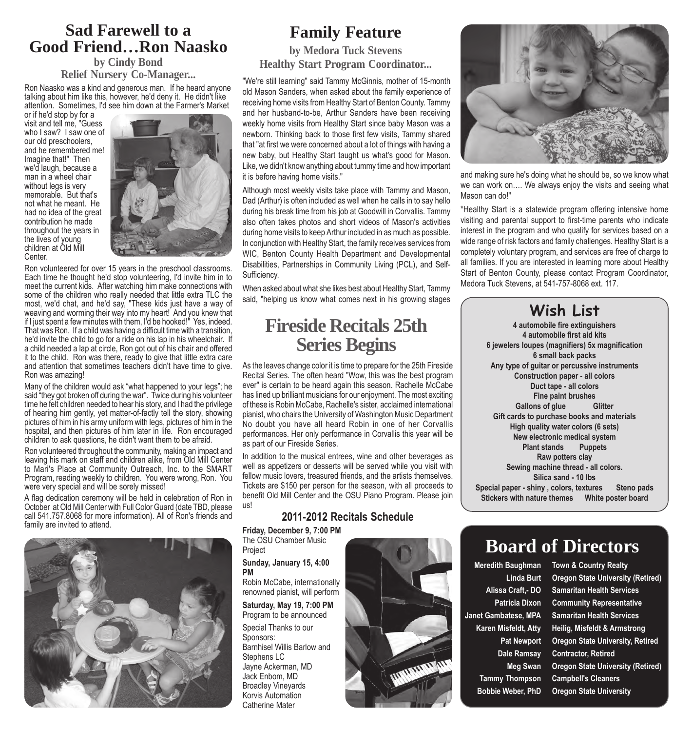## Sad Farewell to a Good Friend…Ron Naasko

**by Cindy Bond**
**Relief Nursery Co-Manager...**

Ron Naasko was a kind and generous man. If he heard anyone talking about him like this, however, he'd deny it. He didn't like attention. Sometimes, I'd see him down at the Farmer's Market or if he'd stop by for a visit and tell me, "Guess who I saw? I saw one of our old preschoolers, and he remembered me! Imagine that!" Then we'd laugh, because a man in a wheel chair without legs is very memorable. But that's not what he meant. He had no idea of the great contribution he made throughout the years in the lives of young children at Old Mill Center.

Ron volunteered for over 15 years in the preschool classrooms. Each time he thought he'd stop volunteering, I'd invite him in to meet the current kids. After watching him make connections with some of the children who really needed that little extra TLC the most, we'd chat, and he'd say, "These kids just have a way of weaving and worming their way into my heart! And you knew that if I just spent a few minutes with them, I'd be hooked!" Yes, indeed. That was Ron. If a child was having a difficult time with a transition, he'd invite the child to go for a ride on his lap in his wheelchair. If a child needed a lap at circle, Ron got out of his chair and offered it to the child. Ron was there, ready to give that little extra care and attention that sometimes teachers didn't have time to give. Ron was amazing!

Many of the children would ask "what happened to your legs"; he said "they got broken off during the war". Twice during his volunteer time he felt children needed to hear his story, and I had the privilege of hearing him gently, yet matter-of-factly tell the story, showing pictures of him in his army uniform with legs, pictures of him in the hospital, and then pictures of him later in life. Ron encouraged children to ask questions, he didn't want them to be afraid.

Ron volunteered throughout the community, making an impact and leaving his mark on staff and children alike, from Old Mill Center to Mari's Place at Community Outreach, Inc. to the SMART Program, reading weekly to children. You were wrong, Ron. You were very special and will be sorely missed!

A flag dedication ceremony will be held in celebration of Ron in October at Old Mill Center with Full Color Guard (date TBD, please call 541.757.8068 for more information). All of Ron's friends and family are invited to attend.

## Family Feature

**by Medora Tuck Stevens**
**Healthy Start Program Coordinator...**

"We're still learning" said Tammy McGinnis, mother of 15-month old Mason Sanders, when asked about the family experience of receiving home visits from Healthy Start of Benton County. Tammy and her husband-to-be, Arthur Sanders have been receiving weekly home visits from Healthy Start since baby Mason was a newborn. Thinking back to those first few visits, Tammy shared that "at first we were concerned about a lot of things with having a new baby, but Healthy Start taught us what's good for Mason. Like, we didn't know anything about tummy time and how important it is before having home visits."

Although most weekly visits take place with Tammy and Mason, Dad (Arthur) is often included as well when he calls in to say hello during his break time from his job at Goodwill in Corvallis. Tammy also often takes photos and short videos of Mason's activities during home visits to keep Arthur included in as much as possible. In conjunction with Healthy Start, the family receives services from WIC, Benton County Health Department and Developmental Disabilities, Partnerships in Community Living (PCL), and Self-Sufficiency.

When asked about what she likes best about Healthy Start, Tammy said, "helping us know what comes next in his growing stages and making sure he's doing what he should be, so we know what we can work on…. We always enjoy the visits and seeing what Mason can do!"

*Healthy Start is a statewide program offering intensive home visiting and parental support to first-time parents who indicate interest in the program and who qualify for services based on a wide range of risk factors and family challenges. Healthy Start is a completely voluntary program, and services are free of charge to all families. If you are interested in learning more about Healthy Start of Benton County, please contact Program Coordinator, Medora Tuck Stevens, at 541-757-8068 ext. 117.

## Fireside Recitals 25th Series Begins

As the leaves change color it is time to prepare for the 25th Fireside Recital Series. The often heard "Wow, this was the best program ever" is certain to be heard again this season. Rachelle McCabe has lined up brilliant musicians for our enjoyment. The most exciting of these is Robin McCabe, Rachelle's sister, acclaimed international pianist, who chairs the University of Washington Music Department No doubt you have all heard Robin in one of her Corvallis performances. Her only performance in Corvallis this year will be as part of our Fireside Series.

In addition to the musical entrees, wine and other beverages as well as appetizers or desserts will be served while you visit with fellow music lovers, treasured friends, and the artists themselves. Tickets are $150 per person for the season, with all proceeds to benefit Old Mill Center and the OSU Piano Program. Please join us!

### 2011-2012 Recitals Schedule

**Friday, December 9, 7:00 PM**
The OSU Chamber Music Project

**Sunday, January 15, 4:00 PM**
Robin McCabe, internationally renowned pianist, will perform

**Saturday, May 19, 7:00 PM**
Program to be announced

Special Thanks to our Sponsors:
Barnhisel Willis Barlow and Stephens LC
Jayne Ackerman, MD
Jack Enbom, MD
Broadley Vineyards
Korvis Automation
Catherine Mater

## Wish List

**4 automobile fire extinguishers**
**4 automobile first aid kits**
**6 jewelers loupes (magnifiers) 5x magnification**
**6 small back packs**
**Any type of guitar or percussive instruments**
**Construction paper - all colors**
**Duct tape - all colors**
**Fine paint brushes**
**Gallons of glue**
**Glitter**
**Gift cards to purchase books and materials**
**High quality water colors (6 sets)**
**New electronic medical system**
**Plant stands**
**Puppets**
**Raw potters clay**
**Sewing machine thread - all colors.**
**Silica sand - 10 lbs**
**Special paper - shiny , colors, textures**
**Steno pads**
**Stickers with nature themes**
**White poster board**

## Board of Directors

| | |
|---|---|
| Meredith Baughman | Town & Country Realty |
| Linda Burt | Oregon State University (Retired) |
| Alissa Craft,- DO | Samaritan Health Services |
| Patricia Dixon | Community Representative |
| Janet Gambatese, MPA | Samaritan Health Services |
| Karen Misfeldt, Atty | Heilig, Misfeldt & Armstrong |
| Pat Newport | Oregon State University, Retired |
| Dale Ramsay | Contractor, Retired |
| Meg Swan | Oregon State University (Retired) |
| Tammy Thompson | Campbell's Cleaners |
| Bobbie Weber, PhD | Oregon State University |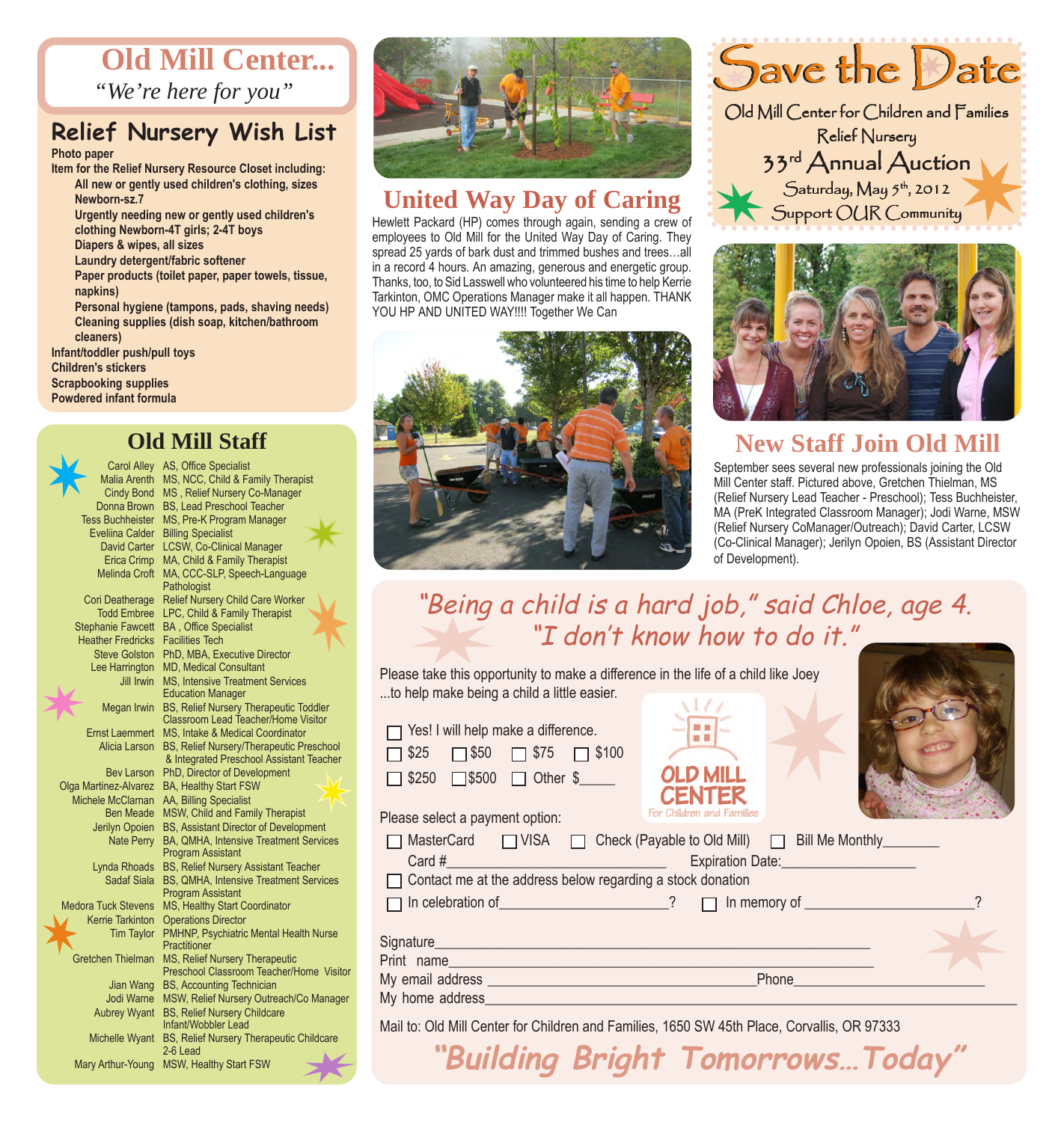# Old Mill Center...

*"We're here for you"*

## Relief Nursery Wish List

**Photo paper**

**Item for the Relief Nursery Resource Closet including:**

- **All new or gently used children's clothing, sizes Newborn-sz.7**
- **Urgently needing new or gently used children's clothing Newborn-4T girls; 2-4T boys**
- **Diapers & wipes, all sizes**
- **Laundry detergent/fabric softener**
- **Paper products (toilet paper, paper towels, tissue, napkins)**
- **Personal hygiene (tampons, pads, shaving needs)**
- **Cleaning supplies (dish soap, kitchen/bathroom cleaners)**

**Infant/toddler push/pull toys**

**Children's stickers**

**Scrapbooking supplies**

**Powdered infant formula**

## Old Mill Staff

| | |
|---|---|
| Carol Alley | AS, Office Specialist |
| Malia Arenth | MS, NCC, Child & Family Therapist |
| Cindy Bond | MS , Relief Nursery Co-Manager |
| Donna Brown | BS, Lead Preschool Teacher |
| Tess Buchheister | MS, Pre-K Program Manager |
| Eveliina Calder | Billing Specialist |
| David Carter | LCSW, Co-Clinical Manager |
| Erica Crimp | MA, Child & Family Therapist |
| Melinda Croft | MA, CCC-SLP, Speech-Language Pathologist |
| Cori Deatherage | Relief Nursery Child Care Worker |
| Todd Embree | LPC, Child & Family Therapist |
| Stephanie Fawcett | BA , Office Specialist |
| Heather Fredricks | Facilities Tech |
| Steve Golston | PhD, MBA, Executive Director |
| Lee Harrington | MD, Medical Consultant |
| Jill Irwin | MS, Intensive Treatment Services Education Manager |
| Megan Irwin | BS, Relief Nursery Therapeutic Toddler Classroom Lead Teacher/Home Visitor |
| Ernst Laemmert | MS, Intake & Medical Coordinator |
| Alicia Larson | BS, Relief Nursery/Therapeutic Preschool & Integrated Preschool Assistant Teacher |
| Bev Larson | PhD, Director of Development |
| Olga Martinez-Alvarez | BA, Healthy Start FSW |
| Michele McClarnan | AA, Billing Specialist |
| Ben Meade | MSW, Child and Family Therapist |
| Jerilyn Opoien | BS, Assistant Director of Development |
| Nate Perry | BA, QMHA, Intensive Treatment Services Program Assistant |
| Lynda Rhoads | BS, Relief Nursery Assistant Teacher |
| Sadaf Siala | BS, QMHA, Intensive Treatment Services Program Assistant |
| Medora Tuck Stevens | MS, Healthy Start Coordinator |
| Kerrie Tarkinton | Operations Director |
| Tim Taylor | PMHNP, Psychiatric Mental Health Nurse Practitioner |
| Gretchen Thielman | MS, Relief Nursery Therapeutic Preschool Classroom Teacher/Home Visitor |
| Jian Wang | BS, Accounting Technician |
| Jodi Warne | MSW, Relief Nursery Outreach/Co Manager |
| Aubrey Wyant | BS, Relief Nursery Childcare Infant/Wobbler Lead |
| Michelle Wyant | BS, Relief Nursery Therapeutic Childcare 2-6 Lead |
| Mary Arthur-Young | MSW, Healthy Start FSW |

## United Way Day of Caring

Hewlett Packard (HP) comes through again, sending a crew of employees to Old Mill for the United Way Day of Caring. They spread 25 yards of bark dust and trimmed bushes and trees…all in a record 4 hours. An amazing, generous and energetic group. Thanks, too, to Sid Lasswell who volunteered his time to help Kerrie Tarkinton, OMC Operations Manager make it all happen. THANK YOU HP AND UNITED WAY!!!! Together We Can

## Save the Date

Old Mill Center for Children and Families
Relief Nursery
33rd Annual Auction
Saturday, May 5th, 2012
Support OUR Community

## New Staff Join Old Mill

September sees several new professionals joining the Old Mill Center staff. Pictured above, Gretchen Thielman, MS (Relief Nursery Lead Teacher - Preschool); Tess Buchheister, MA (PreK Integrated Classroom Manager); Jodi Warne, MSW (Relief Nursery CoManager/Outreach); David Carter, LCSW (Co-Clinical Manager); Jerilyn Opoien, BS (Assistant Director of Development).

*"Being a child is a hard job," said Chloe, age 4. "I don't know how to do it."*

Please take this opportunity to make a difference in the life of a child like Joey ...to help make being a child a little easier.

☐ Yes! I will help make a difference.

☐ $25 ☐ $50 ☐ $75 ☐ $100

☐ $250 ☐ $500 ☐ Other $_____

OLD MILL CENTER
For Children and Families

Please select a payment option:

☐ MasterCard ☐ VISA ☐ Check (Payable to Old Mill) ☐ Bill Me Monthly_______

Card #____________________________ Expiration Date:_________________

☐ Contact me at the address below regarding a stock donation

☐ In celebration of_____________________? ☐ In memory of _____________________?

Signature_______________________________________________

Print name_______________________________________________

My email address _______________________________ Phone____________________

My home address_______________________________________________________

Mail to: Old Mill Center for Children and Families, 1650 SW 45th Place, Corvallis, OR 97333

*"Building Bright Tomorrows…Today"*